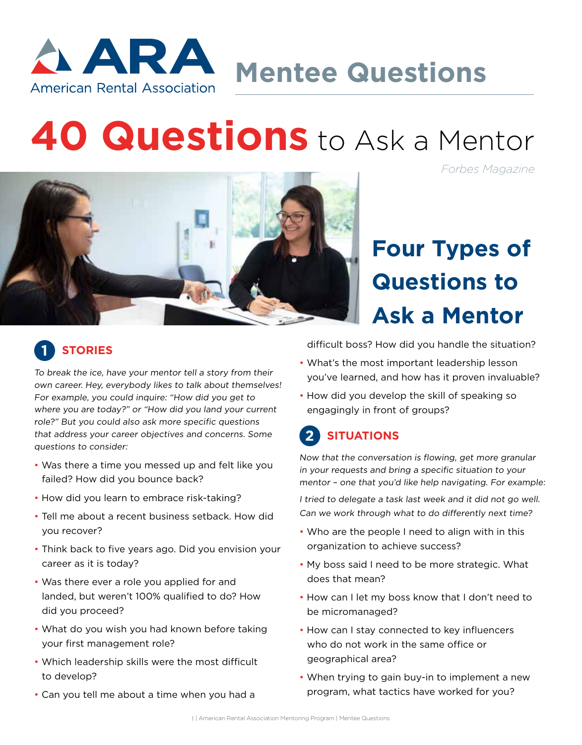# Mentee Questions

# 40 Questions to Ask a Mentor

*Forbes Magazine*

## Four Types of Questions to Ask a Mentor

### 1 STORIES

*To break the ice, have your mentor tell a story from their own career. Hey, everybody likes to talk about themselves! For example, you could inquire: "How did you get to where you are today?" or "How did you land your current role?" But you could also ask more specific questions that address your career objectives and concerns. Some questions to consider:*

- Was there a time you messed up and felt like you failed? How did you bounce back?
- How did you learn to embrace risk-taking?
- Tell me about a recent business setback. How did you recover?
- Think back to five years ago. Did you envision your career as it is today?
- Was there ever a role you applied for and landed, but weren't 100% qualified to do? How did you proceed?
- What do you wish you had known before taking your first management role?
- Which leadership skills were the most difficult to develop?
- Can you tell me about a time when you had a difficult boss? How did you handle the situation?
- What's the most important leadership lesson you've learned, and how has it proven invaluable?
- How did you develop the skill of speaking so engagingly in front of groups?

### 2 SITUATIONS

*Now that the conversation is flowing, get more granular in your requests and bring a specific situation to your mentor – one that you'd like help navigating. For example:*

*I tried to delegate a task last week and it did not go well. Can we work through what to do differently next time?*

- Who are the people I need to align with in this organization to achieve success?
- My boss said I need to be more strategic. What does that mean?
- How can I let my boss know that I don't need to be micromanaged?
- How can I stay connected to key influencers who do not work in the same office or geographical area?
- When trying to gain buy-in to implement a new program, what tactics have worked for you?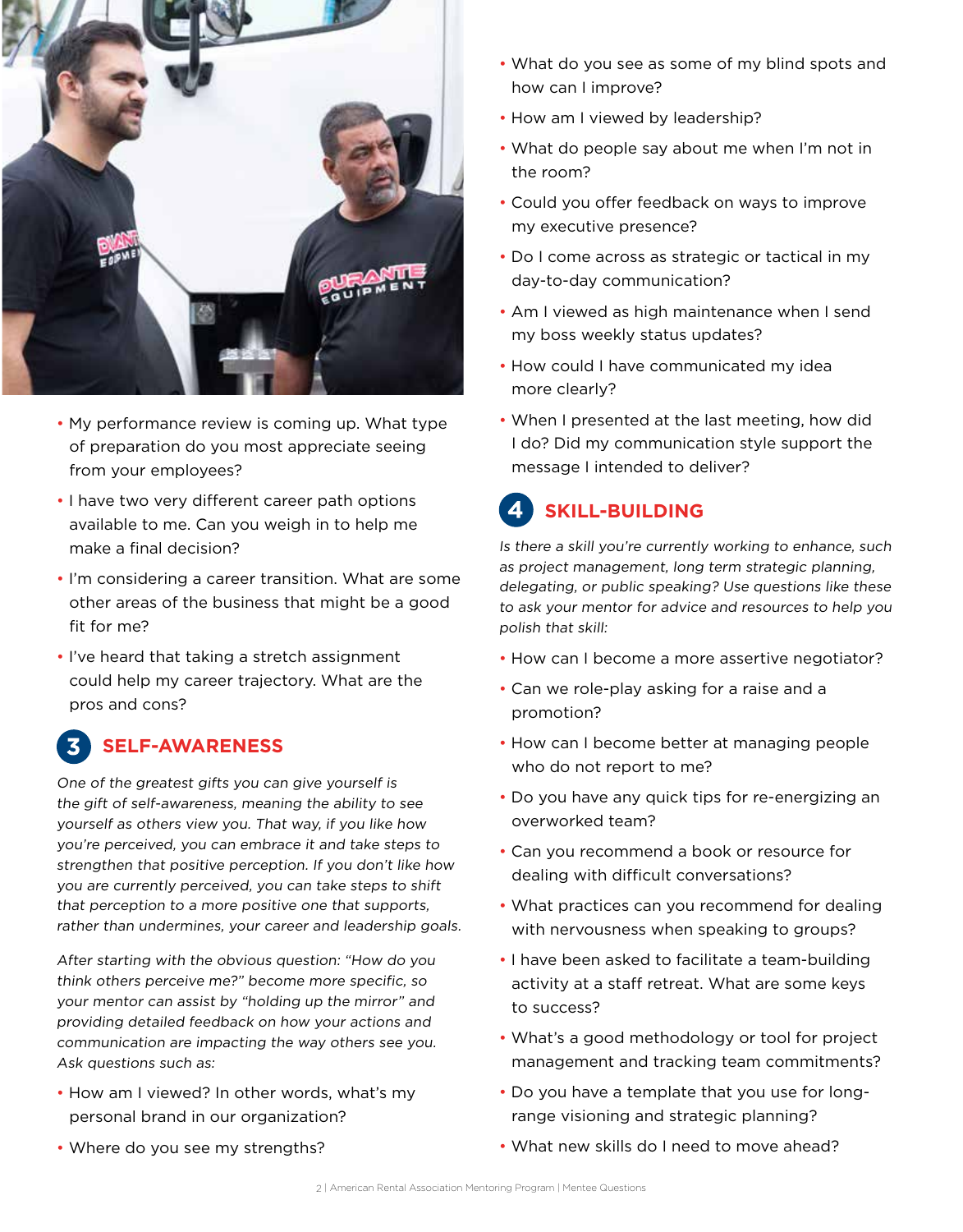- My performance review is coming up. What type of preparation do you most appreciate seeing from your employees?
- I have two very different career path options available to me. Can you weigh in to help me make a final decision?
- I'm considering a career transition. What are some other areas of the business that might be a good fit for me?
- I've heard that taking a stretch assignment could help my career trajectory. What are the pros and cons?

## 3 SELF-AWARENESS

*One of the greatest gifts you can give yourself is the gift of self-awareness, meaning the ability to see yourself as others view you. That way, if you like how you're perceived, you can embrace it and take steps to strengthen that positive perception. If you don't like how you are currently perceived, you can take steps to shift that perception to a more positive one that supports, rather than undermines, your career and leadership goals.*

*After starting with the obvious question: "How do you think others perceive me?" become more specific, so your mentor can assist by "holding up the mirror" and providing detailed feedback on how your actions and communication are impacting the way others see you. Ask questions such as:*

- How am I viewed? In other words, what's my personal brand in our organization?
- Where do you see my strengths?
- What do you see as some of my blind spots and how can I improve?
- How am I viewed by leadership?
- What do people say about me when I'm not in the room?
- Could you offer feedback on ways to improve my executive presence?
- Do I come across as strategic or tactical in my day-to-day communication?
- Am I viewed as high maintenance when I send my boss weekly status updates?
- How could I have communicated my idea more clearly?
- When I presented at the last meeting, how did I do? Did my communication style support the message I intended to deliver?

## 4 SKILL-BUILDING

*Is there a skill you're currently working to enhance, such as project management, long term strategic planning, delegating, or public speaking? Use questions like these to ask your mentor for advice and resources to help you polish that skill:*

- How can I become a more assertive negotiator?
- Can we role-play asking for a raise and a promotion?
- How can I become better at managing people who do not report to me?
- Do you have any quick tips for re-energizing an overworked team?
- Can you recommend a book or resource for dealing with difficult conversations?
- What practices can you recommend for dealing with nervousness when speaking to groups?
- I have been asked to facilitate a team-building activity at a staff retreat. What are some keys to success?
- What's a good methodology or tool for project management and tracking team commitments?
- Do you have a template that you use for long-range visioning and strategic planning?
- What new skills do I need to move ahead?